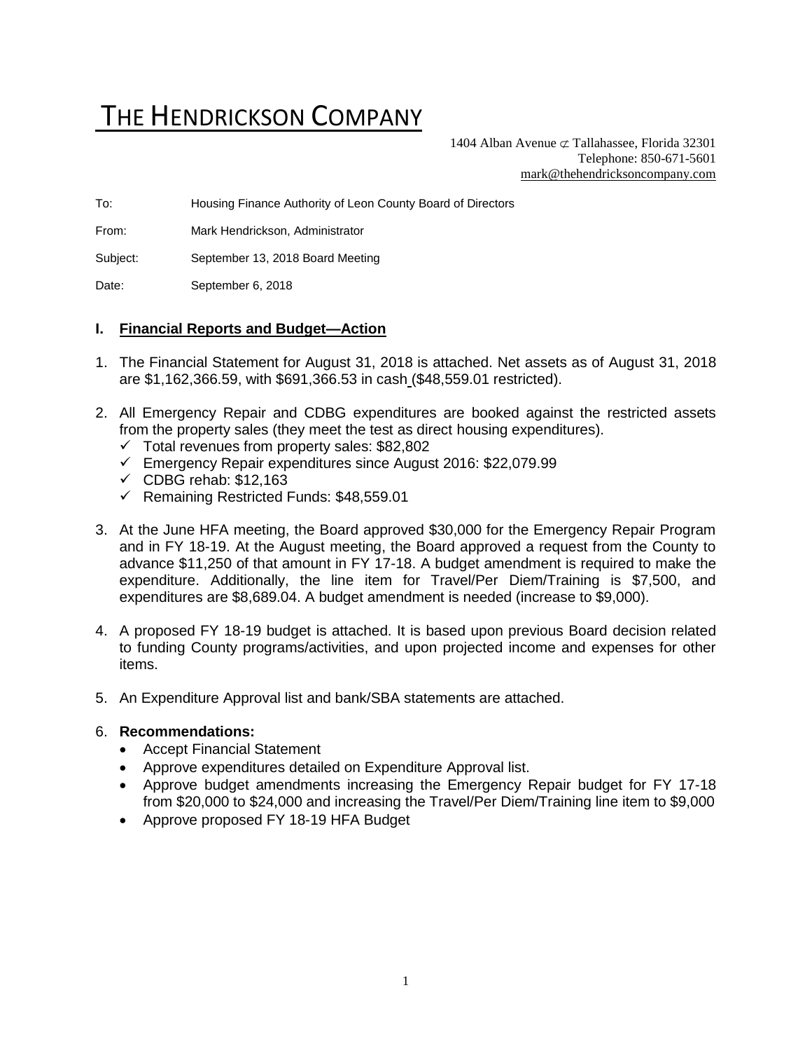# THE HENDRICKSON COMPANY

1404 Alban Avenue ⊄ Tallahassee, Florida 32301
Telephone: 850-671-5601
mark@thehendricksoncompany.com

To: Housing Finance Authority of Leon County Board of Directors

From: Mark Hendrickson, Administrator

Subject: September 13, 2018 Board Meeting

Date: September 6, 2018

## I. Financial Reports and Budget—Action

1. The Financial Statement for August 31, 2018 is attached. Net assets as of August 31, 2018 are $1,162,366.59, with $691,366.53 in cash ($48,559.01 restricted).

2. All Emergency Repair and CDBG expenditures are booked against the restricted assets from the property sales (they meet the test as direct housing expenditures).
   - ✓ Total revenues from property sales: $82,802
   - ✓ Emergency Repair expenditures since August 2016: $22,079.99
   - ✓ CDBG rehab: $12,163
   - ✓ Remaining Restricted Funds: $48,559.01

3. At the June HFA meeting, the Board approved $30,000 for the Emergency Repair Program and in FY 18-19. At the August meeting, the Board approved a request from the County to advance $11,250 of that amount in FY 17-18. A budget amendment is required to make the expenditure. Additionally, the line item for Travel/Per Diem/Training is $7,500, and expenditures are $8,689.04. A budget amendment is needed (increase to $9,000).

4. A proposed FY 18-19 budget is attached. It is based upon previous Board decision related to funding County programs/activities, and upon projected income and expenses for other items.

5. An Expenditure Approval list and bank/SBA statements are attached.

6. **Recommendations:**
   - Accept Financial Statement
   - Approve expenditures detailed on Expenditure Approval list.
   - Approve budget amendments increasing the Emergency Repair budget for FY 17-18 from $20,000 to $24,000 and increasing the Travel/Per Diem/Training line item to $9,000
   - Approve proposed FY 18-19 HFA Budget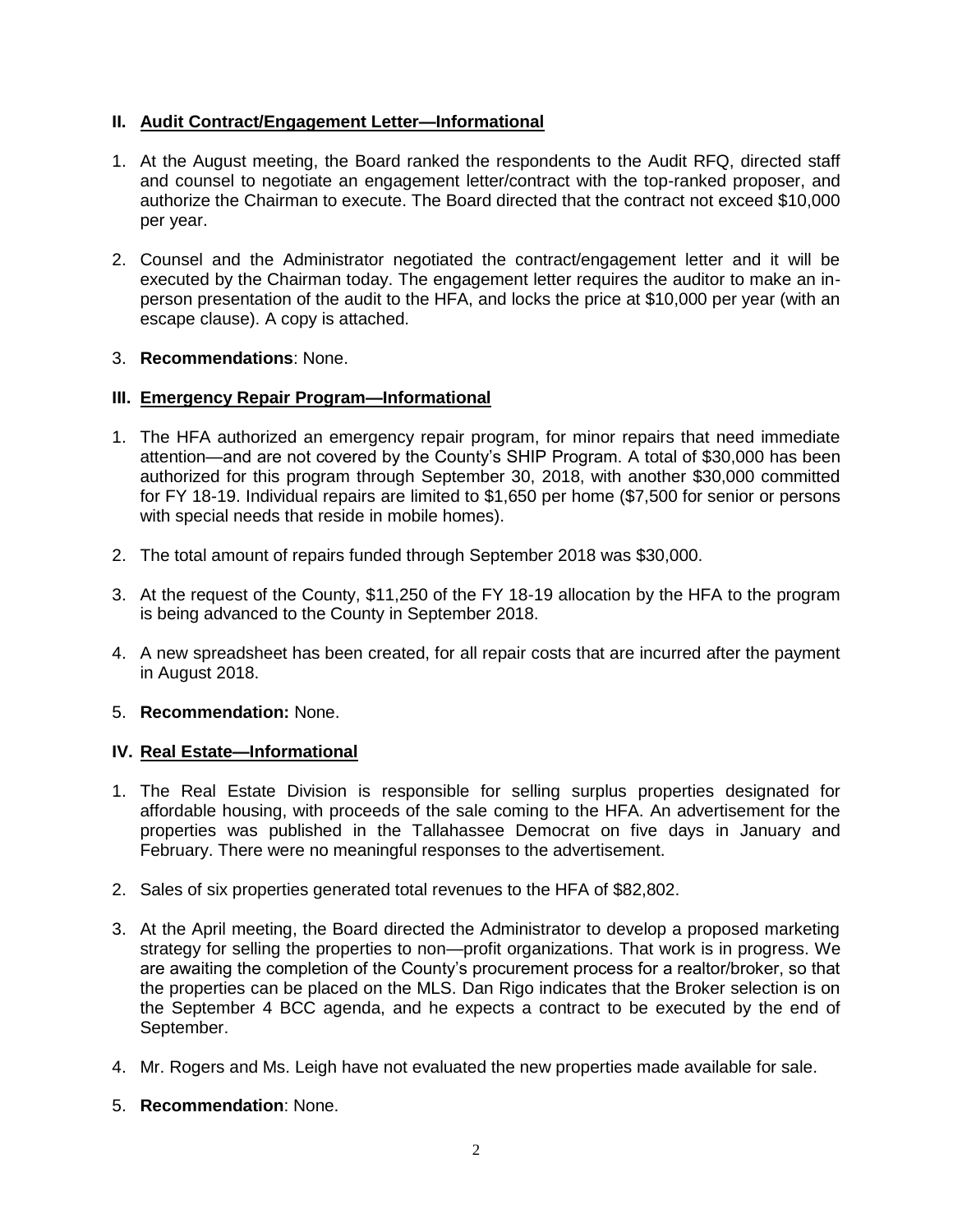## II. Audit Contract/Engagement Letter—Informational

1. At the August meeting, the Board ranked the respondents to the Audit RFQ, directed staff and counsel to negotiate an engagement letter/contract with the top-ranked proposer, and authorize the Chairman to execute. The Board directed that the contract not exceed $10,000 per year.

2. Counsel and the Administrator negotiated the contract/engagement letter and it will be executed by the Chairman today. The engagement letter requires the auditor to make an in-person presentation of the audit to the HFA, and locks the price at $10,000 per year (with an escape clause). A copy is attached.

3. **Recommendations**: None.

## III. Emergency Repair Program—Informational

1. The HFA authorized an emergency repair program, for minor repairs that need immediate attention—and are not covered by the County's SHIP Program. A total of $30,000 has been authorized for this program through September 30, 2018, with another $30,000 committed for FY 18-19. Individual repairs are limited to $1,650 per home ($7,500 for senior or persons with special needs that reside in mobile homes).

2. The total amount of repairs funded through September 2018 was $30,000.

3. At the request of the County, $11,250 of the FY 18-19 allocation by the HFA to the program is being advanced to the County in September 2018.

4. A new spreadsheet has been created, for all repair costs that are incurred after the payment in August 2018.

5. **Recommendation:** None.

## IV. Real Estate—Informational

1. The Real Estate Division is responsible for selling surplus properties designated for affordable housing, with proceeds of the sale coming to the HFA. An advertisement for the properties was published in the Tallahassee Democrat on five days in January and February. There were no meaningful responses to the advertisement.

2. Sales of six properties generated total revenues to the HFA of $82,802.

3. At the April meeting, the Board directed the Administrator to develop a proposed marketing strategy for selling the properties to non—profit organizations. That work is in progress. We are awaiting the completion of the County's procurement process for a realtor/broker, so that the properties can be placed on the MLS. Dan Rigo indicates that the Broker selection is on the September 4 BCC agenda, and he expects a contract to be executed by the end of September.

4. Mr. Rogers and Ms. Leigh have not evaluated the new properties made available for sale.

5. **Recommendation**: None.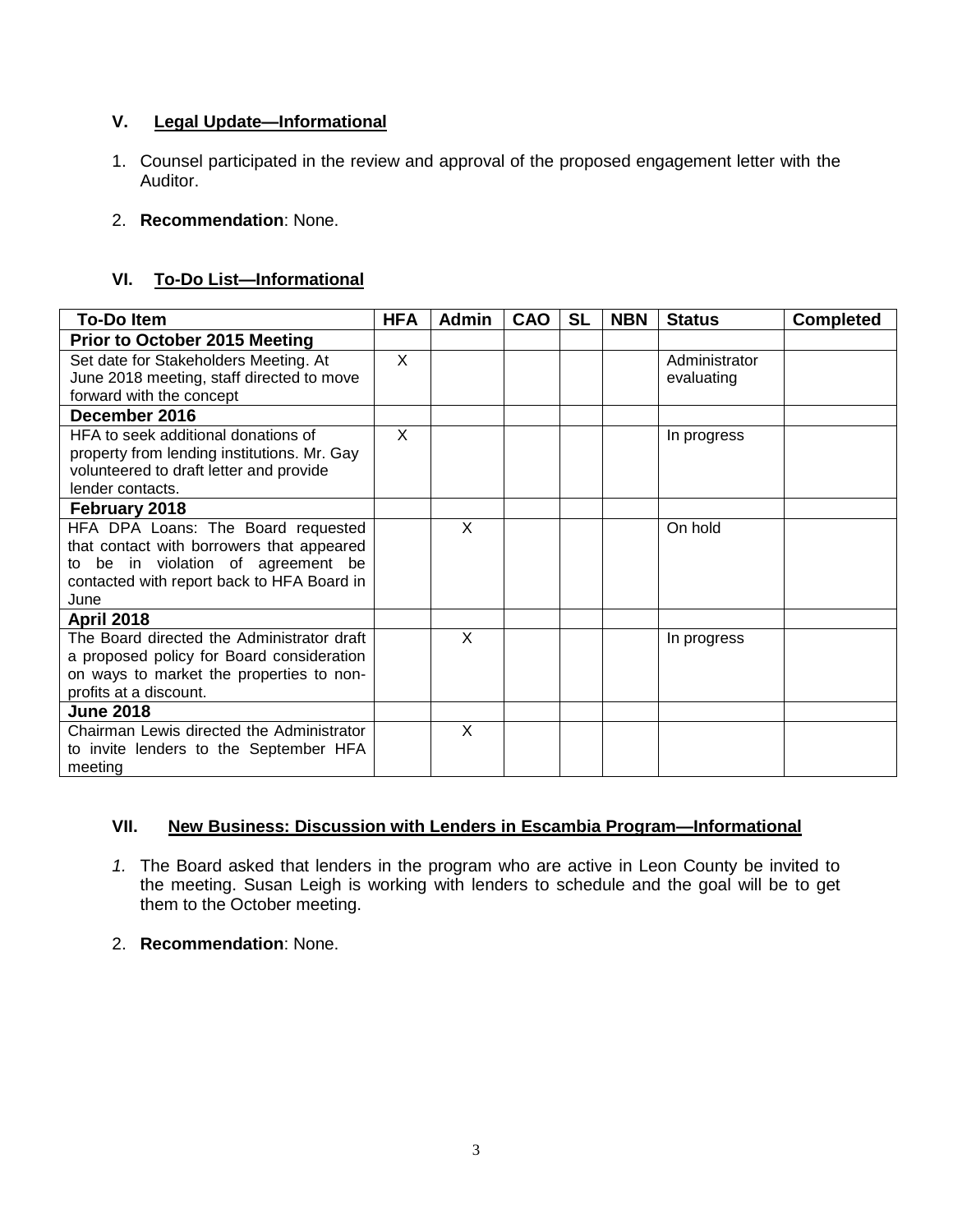## V. Legal Update—Informational

1. Counsel participated in the review and approval of the proposed engagement letter with the Auditor.

2. **Recommendation**: None.

## VI. To-Do List—Informational

| To-Do Item | HFA | Admin | CAO | SL | NBN | Status | Completed |
|---|---|---|---|---|---|---|---|
| **Prior to October 2015 Meeting** | | | | | | | |
| Set date for Stakeholders Meeting. At June 2018 meeting, staff directed to move forward with the concept | X | | | | | Administrator evaluating | |
| **December 2016** | | | | | | | |
| HFA to seek additional donations of property from lending institutions. Mr. Gay volunteered to draft letter and provide lender contacts. | X | | | | | In progress | |
| **February 2018** | | | | | | | |
| HFA DPA Loans: The Board requested that contact with borrowers that appeared to be in violation of agreement be contacted with report back to HFA Board in June | | X | | | | On hold | |
| **April 2018** | | | | | | | |
| The Board directed the Administrator draft a proposed policy for Board consideration on ways to market the properties to non-profits at a discount. | | X | | | | In progress | |
| **June 2018** | | | | | | | |
| Chairman Lewis directed the Administrator to invite lenders to the September HFA meeting | | X | | | | | |

## VII. New Business: Discussion with Lenders in Escambia Program—Informational

1. The Board asked that lenders in the program who are active in Leon County be invited to the meeting. Susan Leigh is working with lenders to schedule and the goal will be to get them to the October meeting.

2. **Recommendation**: None.